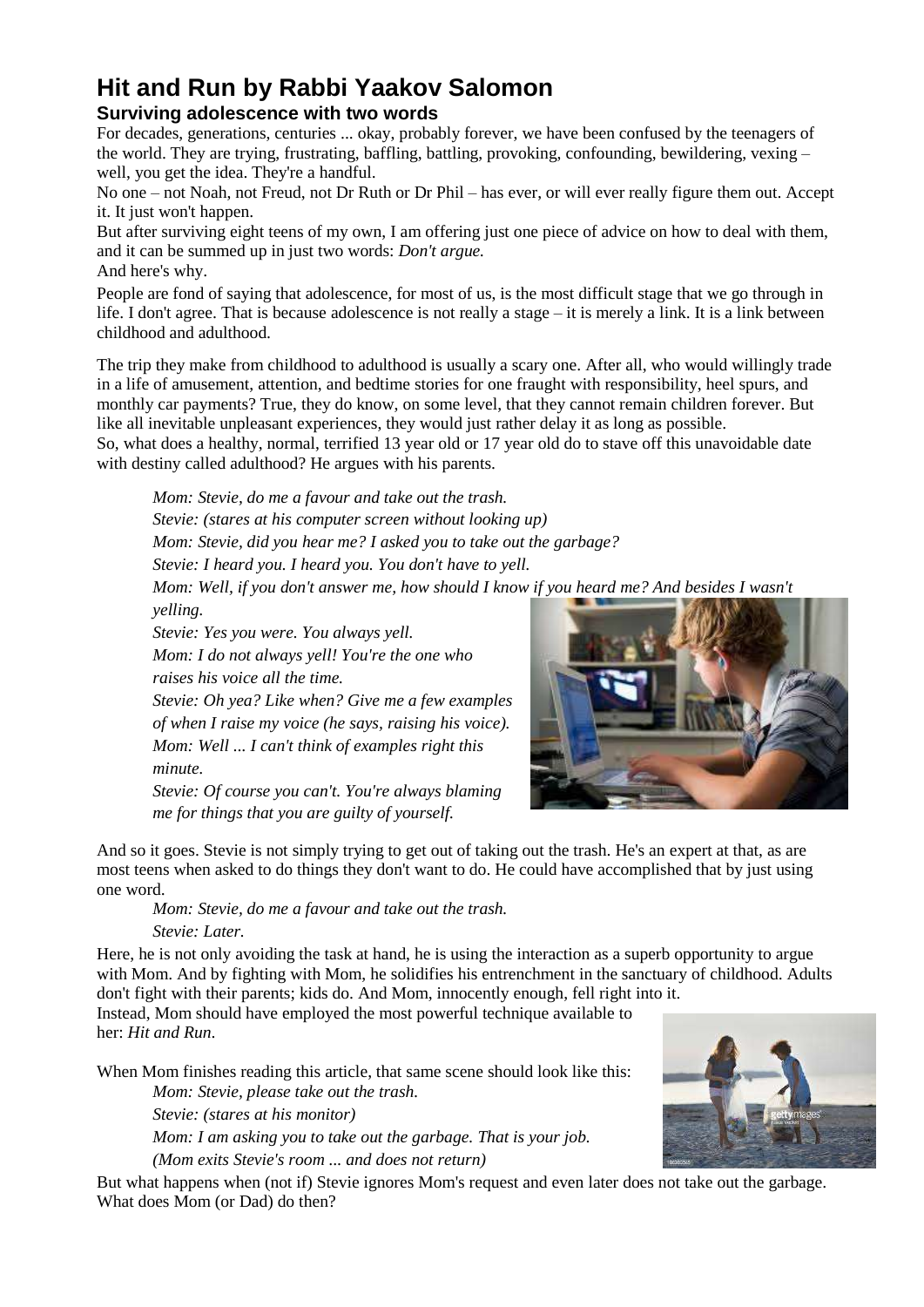# Hit and Run by Rabbi Yaakov Salomon

### Surviving adolescence with two words

For decades, generations, centuries ... okay, probably forever, we have been confused by the teenagers of the world. They are trying, frustrating, baffling, battling, provoking, confounding, bewildering, vexing – well, you get the idea. They're a handful.

No one – not Noah, not Freud, not Dr Ruth or Dr Phil – has ever, or will ever really figure them out. Accept it. It just won't happen.

But after surviving eight teens of my own, I am offering just one piece of advice on how to deal with them, and it can be summed up in just two words: *Don't argue.*

And here's why.

People are fond of saying that adolescence, for most of us, is the most difficult stage that we go through in life. I don't agree. That is because adolescence is not really a stage – it is merely a link. It is a link between childhood and adulthood.

The trip they make from childhood to adulthood is usually a scary one. After all, who would willingly trade in a life of amusement, attention, and bedtime stories for one fraught with responsibility, heel spurs, and monthly car payments? True, they do know, on some level, that they cannot remain children forever. But like all inevitable unpleasant experiences, they would just rather delay it as long as possible.

So, what does a healthy, normal, terrified 13 year old or 17 year old do to stave off this unavoidable date with destiny called adulthood? He argues with his parents.

> *Mom: Stevie, do me a favour and take out the trash.*
> *Stevie: (stares at his computer screen without looking up)*
> *Mom: Stevie, did you hear me? I asked you to take out the garbage?*
> *Stevie: I heard you. I heard you. You don't have to yell.*
> *Mom: Well, if you don't answer me, how should I know if you heard me? And besides I wasn't yelling.*
> *Stevie: Yes you were. You always yell.*
> *Mom: I do not always yell! You're the one who raises his voice all the time.*
> *Stevie: Oh yea? Like when? Give me a few examples of when I raise my voice (he says, raising his voice).*
> *Mom: Well ... I can't think of examples right this minute.*
> *Stevie: Of course you can't. You're always blaming me for things that you are guilty of yourself.*

And so it goes. Stevie is not simply trying to get out of taking out the trash. He's an expert at that, as are most teens when asked to do things they don't want to do. He could have accomplished that by just using one word.

> *Mom: Stevie, do me a favour and take out the trash.*
> *Stevie: Later.*

Here, he is not only avoiding the task at hand, he is using the interaction as a superb opportunity to argue with Mom. And by fighting with Mom, he solidifies his entrenchment in the sanctuary of childhood. Adults don't fight with their parents; kids do. And Mom, innocently enough, fell right into it.

Instead, Mom should have employed the most powerful technique available to her: *Hit and Run*.

When Mom finishes reading this article, that same scene should look like this:

> *Mom: Stevie, please take out the trash.*
> *Stevie: (stares at his monitor)*
> *Mom: I am asking you to take out the garbage. That is your job.*
> *(Mom exits Stevie's room ... and does not return)*

But what happens when (not if) Stevie ignores Mom's request and even later does not take out the garbage. What does Mom (or Dad) do then?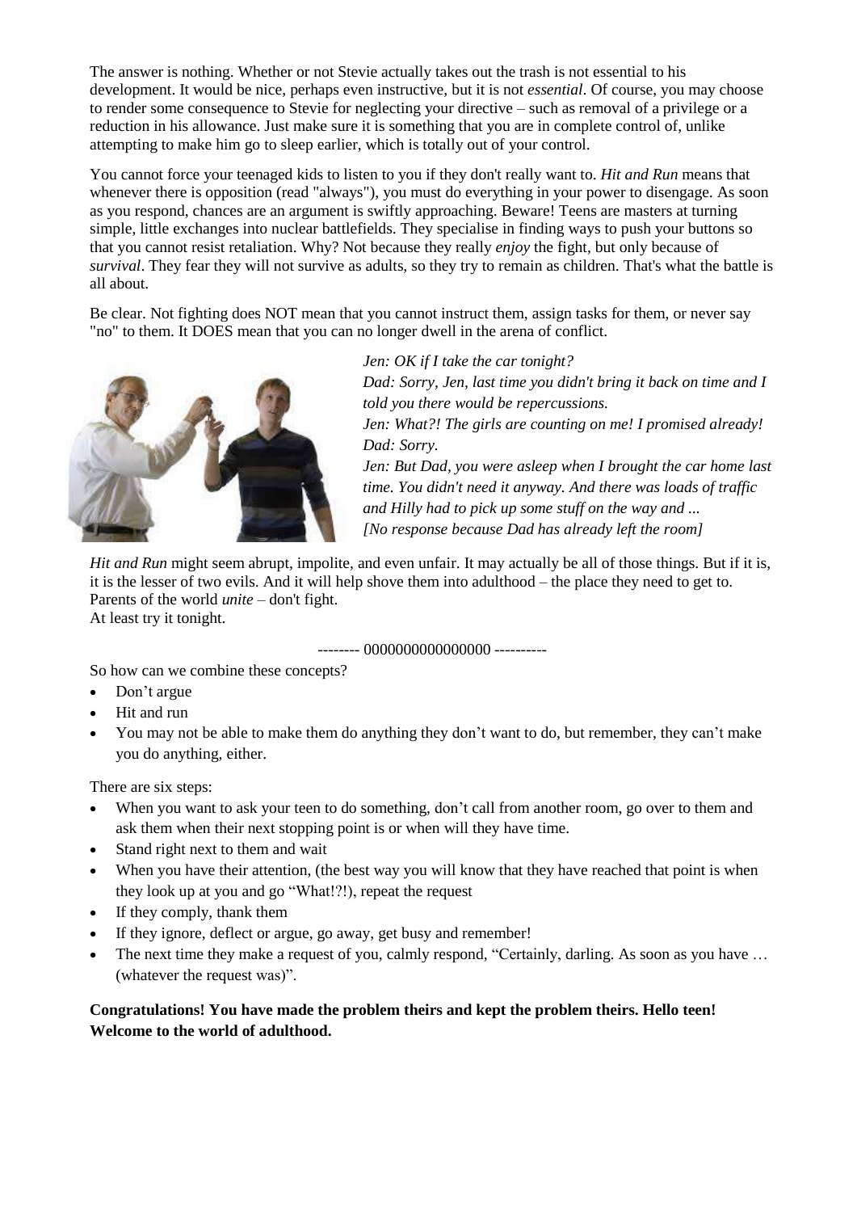The answer is nothing. Whether or not Stevie actually takes out the trash is not essential to his development. It would be nice, perhaps even instructive, but it is not *essential*. Of course, you may choose to render some consequence to Stevie for neglecting your directive – such as removal of a privilege or a reduction in his allowance. Just make sure it is something that you are in complete control of, unlike attempting to make him go to sleep earlier, which is totally out of your control.

You cannot force your teenaged kids to listen to you if they don't really want to. *Hit and Run* means that whenever there is opposition (read "always"), you must do everything in your power to disengage. As soon as you respond, chances are an argument is swiftly approaching. Beware! Teens are masters at turning simple, little exchanges into nuclear battlefields. They specialise in finding ways to push your buttons so that you cannot resist retaliation. Why? Not because they really *enjoy* the fight, but only because of *survival*. They fear they will not survive as adults, so they try to remain as children. That's what the battle is all about.

Be clear. Not fighting does NOT mean that you cannot instruct them, assign tasks for them, or never say "no" to them. It DOES mean that you can no longer dwell in the arena of conflict.

*Jen: OK if I take the car tonight?*
*Dad: Sorry, Jen, last time you didn't bring it back on time and I told you there would be repercussions.*
*Jen: What?! The girls are counting on me! I promised already!*
*Dad: Sorry.*
*Jen: But Dad, you were asleep when I brought the car home last time. You didn't need it anyway. And there was loads of traffic and Hilly had to pick up some stuff on the way and ...*
*[No response because Dad has already left the room]*

*Hit and Run* might seem abrupt, impolite, and even unfair. It may actually be all of those things. But if it is, it is the lesser of two evils. And it will help shove them into adulthood – the place they need to get to. Parents of the world *unite* – don't fight.
At least try it tonight.

-------- 0000000000000000 ----------

So how can we combine these concepts?

- Don't argue
- Hit and run
- You may not be able to make them do anything they don't want to do, but remember, they can't make you do anything, either.

There are six steps:

- When you want to ask your teen to do something, don't call from another room, go over to them and ask them when their next stopping point is or when will they have time.
- Stand right next to them and wait
- When you have their attention, (the best way you will know that they have reached that point is when they look up at you and go "What!?!), repeat the request
- If they comply, thank them
- If they ignore, deflect or argue, go away, get busy and remember!
- The next time they make a request of you, calmly respond, "Certainly, darling. As soon as you have … (whatever the request was)".

**Congratulations! You have made the problem theirs and kept the problem theirs. Hello teen! Welcome to the world of adulthood.**